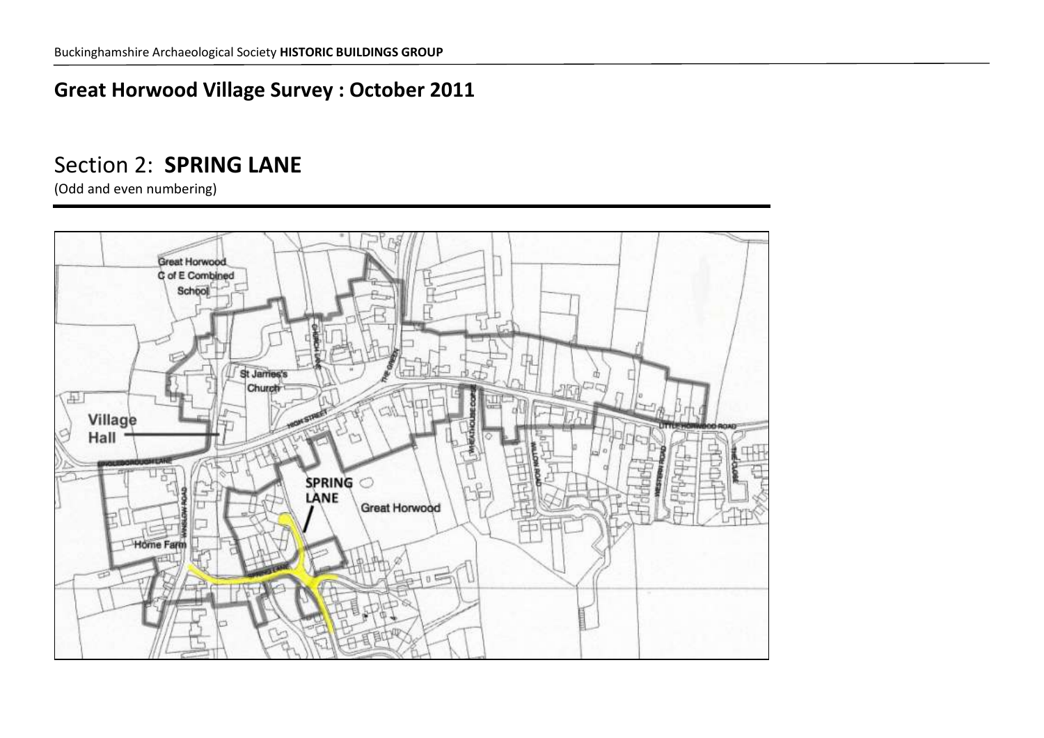Buckinghamshire Archaeological Society **HISTORIC BUILDINGS GROUP**

## Great Horwood Village Survey : October 2011

# Section 2: **SPRING LANE**

(Odd and even numbering)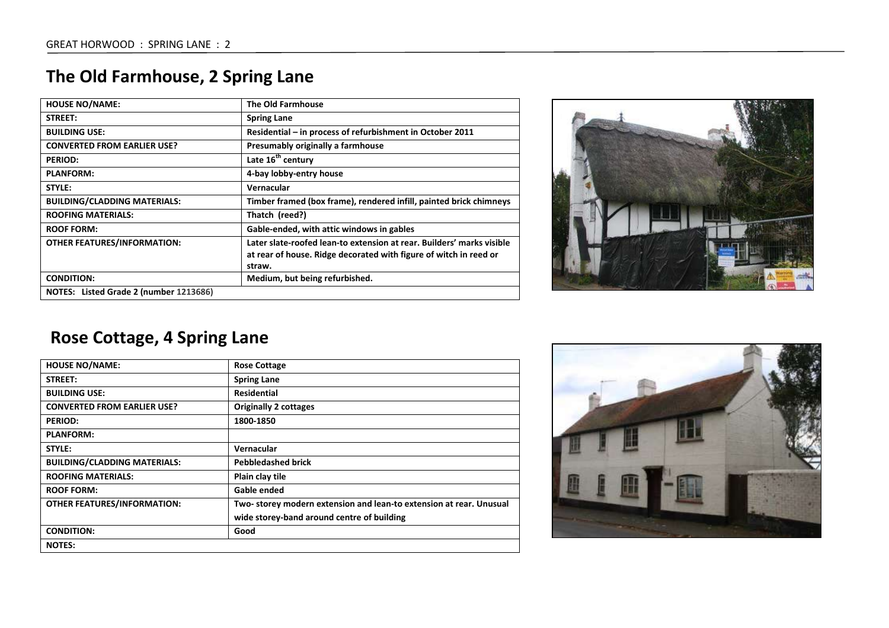## The Old Farmhouse, 2 Spring Lane

| HOUSE NO/NAME: | The Old Farmhouse |
|---|---|
| STREET: | Spring Lane |
| BUILDING USE: | Residential – in process of refurbishment in October 2011 |
| CONVERTED FROM EARLIER USE? | Presumably originally a farmhouse |
| PERIOD: | Late 16th century |
| PLANFORM: | 4-bay lobby-entry house |
| STYLE: | Vernacular |
| BUILDING/CLADDING MATERIALS: | Timber framed (box frame), rendered infill, painted brick chimneys |
| ROOFING MATERIALS: | Thatch (reed?) |
| ROOF FORM: | Gable-ended, with attic windows in gables |
| OTHER FEATURES/INFORMATION: | Later slate-roofed lean-to extension at rear. Builders' marks visible at rear of house. Ridge decorated with figure of witch in reed or straw. |
| CONDITION: | Medium, but being refurbished. |
| NOTES: Listed Grade 2 (number 1213686) | |

## Rose Cottage, 4 Spring Lane

| HOUSE NO/NAME: | Rose Cottage |
|---|---|
| STREET: | Spring Lane |
| BUILDING USE: | Residential |
| CONVERTED FROM EARLIER USE? | Originally 2 cottages |
| PERIOD: | 1800-1850 |
| PLANFORM: | |
| STYLE: | Vernacular |
| BUILDING/CLADDING MATERIALS: | Pebbledashed brick |
| ROOFING MATERIALS: | Plain clay tile |
| ROOF FORM: | Gable ended |
| OTHER FEATURES/INFORMATION: | Two- storey modern extension and lean-to extension at rear. Unusual wide storey-band around centre of building |
| CONDITION: | Good |
| NOTES: | |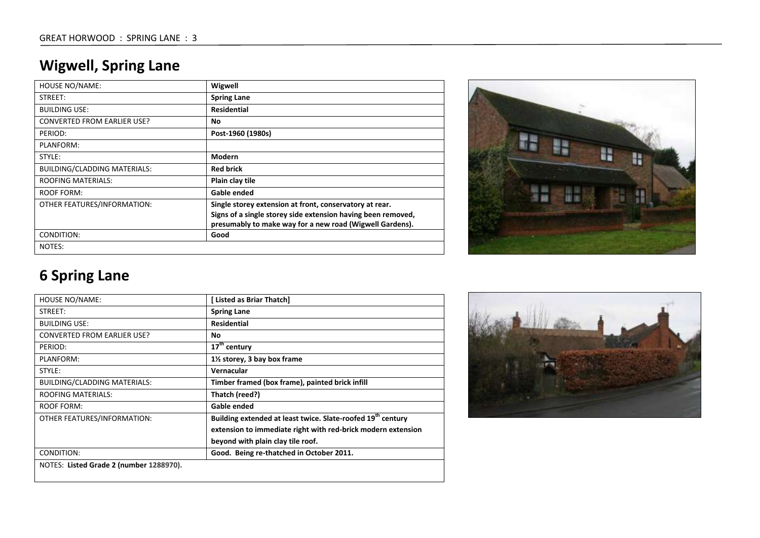## Wigwell, Spring Lane

| HOUSE NO/NAME: | **Wigwell** |
|---|---|
| STREET: | **Spring Lane** |
| BUILDING USE: | **Residential** |
| CONVERTED FROM EARLIER USE? | **No** |
| PERIOD: | **Post-1960 (1980s)** |
| PLANFORM: | |
| STYLE: | **Modern** |
| BUILDING/CLADDING MATERIALS: | **Red brick** |
| ROOFING MATERIALS: | **Plain clay tile** |
| ROOF FORM: | **Gable ended** |
| OTHER FEATURES/INFORMATION: | **Single storey extension at front, conservatory at rear. Signs of a single storey side extension having been removed, presumably to make way for a new road (Wigwell Gardens).** |
| CONDITION: | **Good** |
| NOTES: | |

## 6 Spring Lane

| HOUSE NO/NAME: | **[ Listed as Briar Thatch]** |
|---|---|
| STREET: | **Spring Lane** |
| BUILDING USE: | **Residential** |
| CONVERTED FROM EARLIER USE? | **No** |
| PERIOD: | **17th century** |
| PLANFORM: | **1½ storey, 3 bay box frame** |
| STYLE: | **Vernacular** |
| BUILDING/CLADDING MATERIALS: | **Timber framed (box frame), painted brick infill** |
| ROOFING MATERIALS: | **Thatch (reed?)** |
| ROOF FORM: | **Gable ended** |
| OTHER FEATURES/INFORMATION: | **Building extended at least twice. Slate-roofed 19th century extension to immediate right with red-brick modern extension beyond with plain clay tile roof.** |
| CONDITION: | **Good. Being re-thatched in October 2011.** |
| NOTES: **Listed Grade 2 (number 1288970).** | |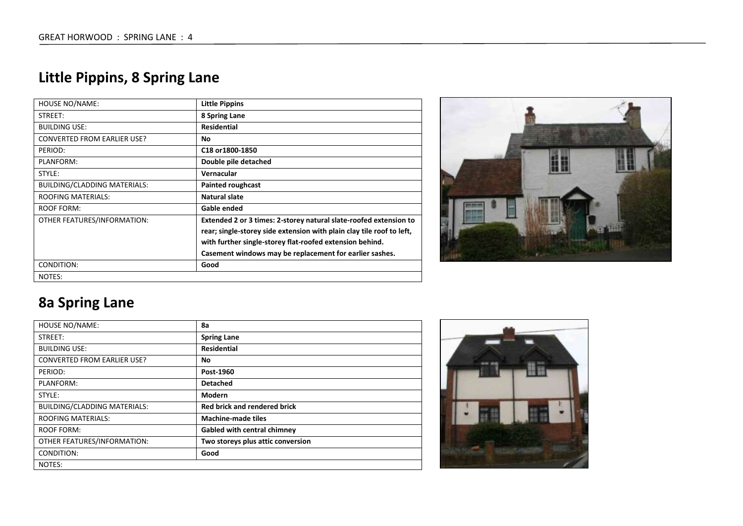## Little Pippins, 8 Spring Lane

| HOUSE NO/NAME: | Little Pippins |
|---|---|
| STREET: | 8 Spring Lane |
| BUILDING USE: | Residential |
| CONVERTED FROM EARLIER USE? | No |
| PERIOD: | C18 or1800-1850 |
| PLANFORM: | Double pile detached |
| STYLE: | Vernacular |
| BUILDING/CLADDING MATERIALS: | Painted roughcast |
| ROOFING MATERIALS: | Natural slate |
| ROOF FORM: | Gable ended |
| OTHER FEATURES/INFORMATION: | Extended 2 or 3 times: 2-storey natural slate-roofed extension to rear; single-storey side extension with plain clay tile roof to left, with further single-storey flat-roofed extension behind. Casement windows may be replacement for earlier sashes. |
| CONDITION: | Good |
| NOTES: | |

## 8a Spring Lane

| HOUSE NO/NAME: | 8a |
|---|---|
| STREET: | Spring Lane |
| BUILDING USE: | Residential |
| CONVERTED FROM EARLIER USE? | No |
| PERIOD: | Post-1960 |
| PLANFORM: | Detached |
| STYLE: | Modern |
| BUILDING/CLADDING MATERIALS: | Red brick and rendered brick |
| ROOFING MATERIALS: | Machine-made tiles |
| ROOF FORM: | Gabled with central chimney |
| OTHER FEATURES/INFORMATION: | Two storeys plus attic conversion |
| CONDITION: | Good |
| NOTES: | |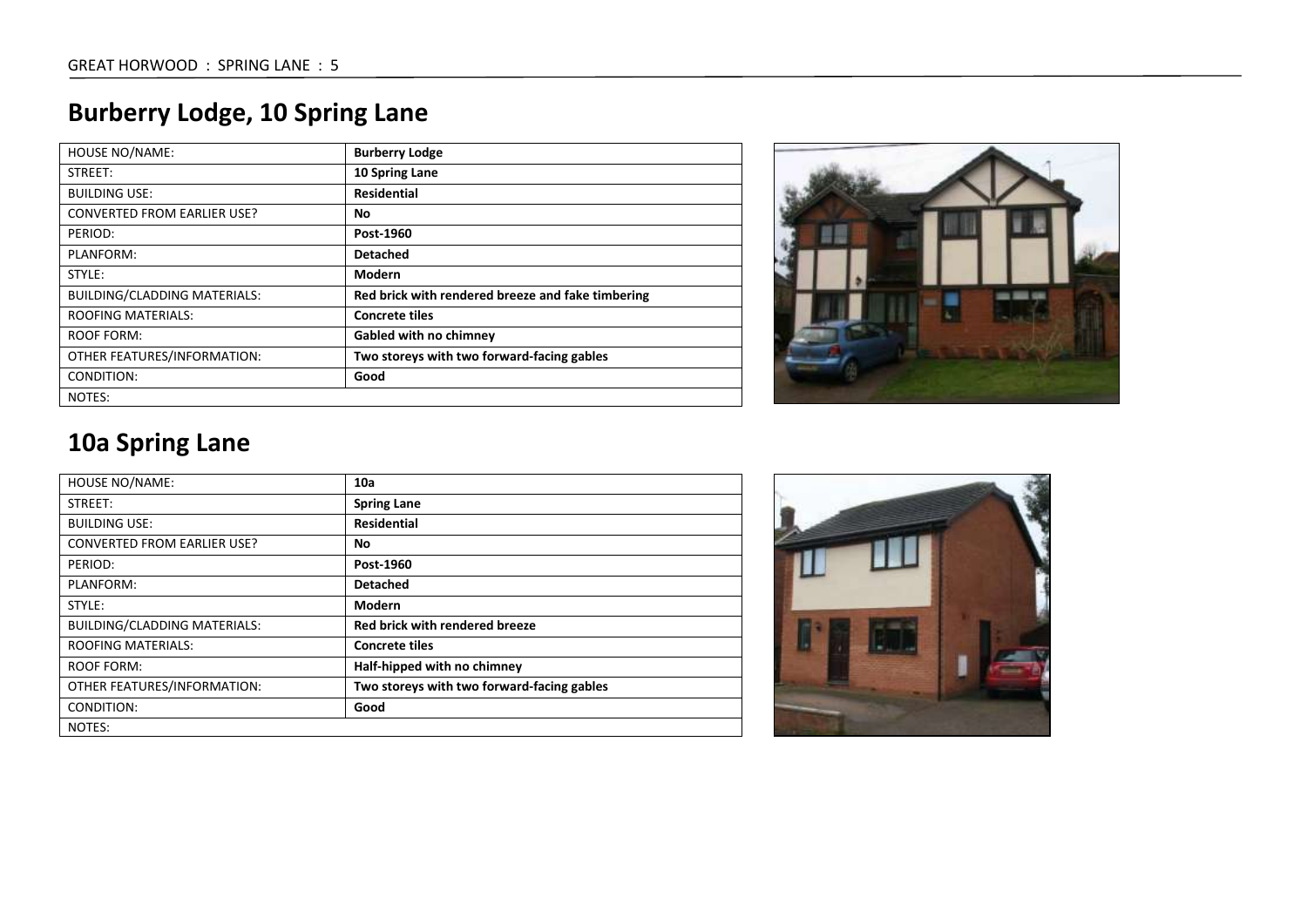# Burberry Lodge, 10 Spring Lane

| HOUSE NO/NAME: | **Burberry Lodge** |
|---|---|
| STREET: | **10 Spring Lane** |
| BUILDING USE: | **Residential** |
| CONVERTED FROM EARLIER USE? | **No** |
| PERIOD: | **Post-1960** |
| PLANFORM: | **Detached** |
| STYLE: | **Modern** |
| BUILDING/CLADDING MATERIALS: | **Red brick with rendered breeze and fake timbering** |
| ROOFING MATERIALS: | **Concrete tiles** |
| ROOF FORM: | **Gabled with no chimney** |
| OTHER FEATURES/INFORMATION: | **Two storeys with two forward-facing gables** |
| CONDITION: | **Good** |
| NOTES: | |

# 10a Spring Lane

| HOUSE NO/NAME: | **10a** |
|---|---|
| STREET: | **Spring Lane** |
| BUILDING USE: | **Residential** |
| CONVERTED FROM EARLIER USE? | **No** |
| PERIOD: | **Post-1960** |
| PLANFORM: | **Detached** |
| STYLE: | **Modern** |
| BUILDING/CLADDING MATERIALS: | **Red brick with rendered breeze** |
| ROOFING MATERIALS: | **Concrete tiles** |
| ROOF FORM: | **Half-hipped with no chimney** |
| OTHER FEATURES/INFORMATION: | **Two storeys with two forward-facing gables** |
| CONDITION: | **Good** |
| NOTES: | |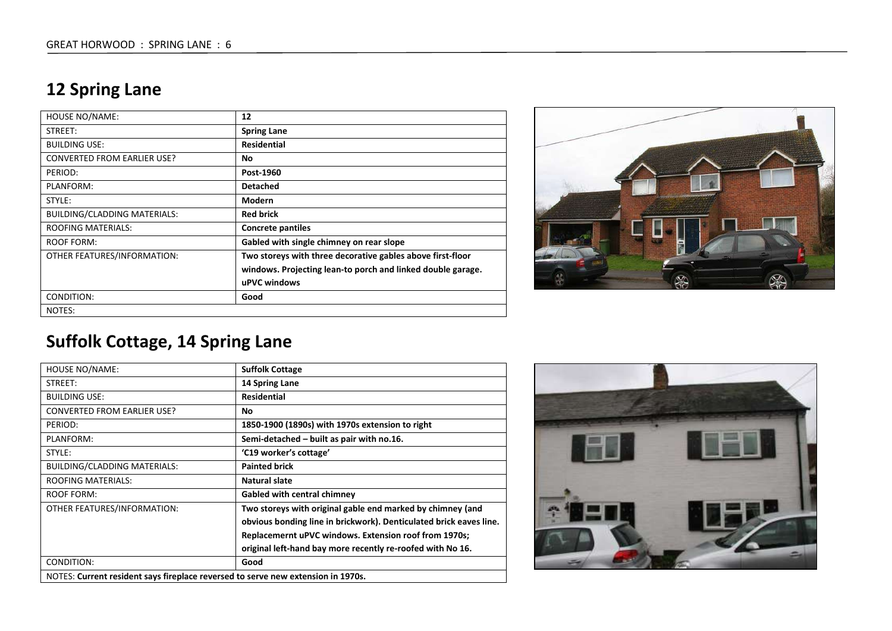## 12 Spring Lane

| HOUSE NO/NAME: | **12** |
|---|---|
| STREET: | **Spring Lane** |
| BUILDING USE: | **Residential** |
| CONVERTED FROM EARLIER USE? | **No** |
| PERIOD: | **Post-1960** |
| PLANFORM: | **Detached** |
| STYLE: | **Modern** |
| BUILDING/CLADDING MATERIALS: | **Red brick** |
| ROOFING MATERIALS: | **Concrete pantiles** |
| ROOF FORM: | **Gabled with single chimney on rear slope** |
| OTHER FEATURES/INFORMATION: | **Two storeys with three decorative gables above first-floor windows. Projecting lean-to porch and linked double garage. uPVC windows** |
| CONDITION: | **Good** |
| NOTES: | |

## Suffolk Cottage, 14 Spring Lane

| HOUSE NO/NAME: | **Suffolk Cottage** |
|---|---|
| STREET: | **14 Spring Lane** |
| BUILDING USE: | **Residential** |
| CONVERTED FROM EARLIER USE? | **No** |
| PERIOD: | **1850-1900 (1890s) with 1970s extension to right** |
| PLANFORM: | **Semi-detached – built as pair with no.16.** |
| STYLE: | **'C19 worker's cottage'** |
| BUILDING/CLADDING MATERIALS: | **Painted brick** |
| ROOFING MATERIALS: | **Natural slate** |
| ROOF FORM: | **Gabled with central chimney** |
| OTHER FEATURES/INFORMATION: | **Two storeys with original gable end marked by chimney (and obvious bonding line in brickwork). Denticulated brick eaves line. Replacemernt uPVC windows. Extension roof from 1970s; original left-hand bay more recently re-roofed with No 16.** |
| CONDITION: | **Good** |
| NOTES: **Current resident says fireplace reversed to serve new extension in 1970s.** | |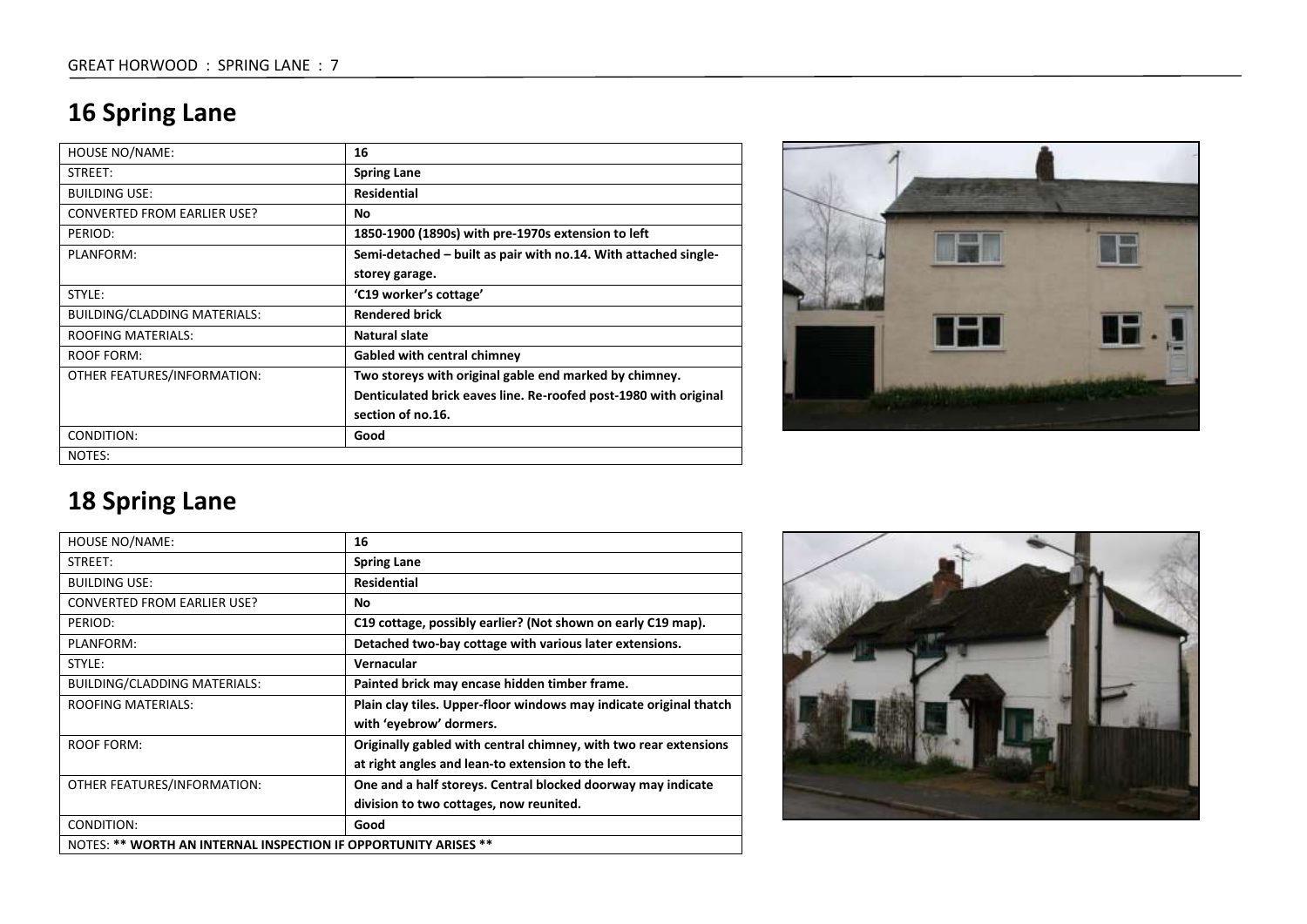## 16 Spring Lane

| HOUSE NO/NAME: | **16** |
|---|---|
| STREET: | **Spring Lane** |
| BUILDING USE: | **Residential** |
| CONVERTED FROM EARLIER USE? | **No** |
| PERIOD: | **1850-1900 (1890s) with pre-1970s extension to left** |
| PLANFORM: | **Semi-detached – built as pair with no.14. With attached single-storey garage.** |
| STYLE: | **'C19 worker's cottage'** |
| BUILDING/CLADDING MATERIALS: | **Rendered brick** |
| ROOFING MATERIALS: | **Natural slate** |
| ROOF FORM: | **Gabled with central chimney** |
| OTHER FEATURES/INFORMATION: | **Two storeys with original gable end marked by chimney. Denticulated brick eaves line. Re-roofed post-1980 with original section of no.16.** |
| CONDITION: | **Good** |
| NOTES: | |

## 18 Spring Lane

| HOUSE NO/NAME: | **16** |
|---|---|
| STREET: | **Spring Lane** |
| BUILDING USE: | **Residential** |
| CONVERTED FROM EARLIER USE? | **No** |
| PERIOD: | **C19 cottage, possibly earlier? (Not shown on early C19 map).** |
| PLANFORM: | **Detached two-bay cottage with various later extensions.** |
| STYLE: | **Vernacular** |
| BUILDING/CLADDING MATERIALS: | **Painted brick may encase hidden timber frame.** |
| ROOFING MATERIALS: | **Plain clay tiles. Upper-floor windows may indicate original thatch with 'eyebrow' dormers.** |
| ROOF FORM: | **Originally gabled with central chimney, with two rear extensions at right angles and lean-to extension to the left.** |
| OTHER FEATURES/INFORMATION: | **One and a half storeys. Central blocked doorway may indicate division to two cottages, now reunited.** |
| CONDITION: | **Good** |
| NOTES: **** WORTH AN INTERNAL INSPECTION IF OPPORTUNITY ARISES **** | |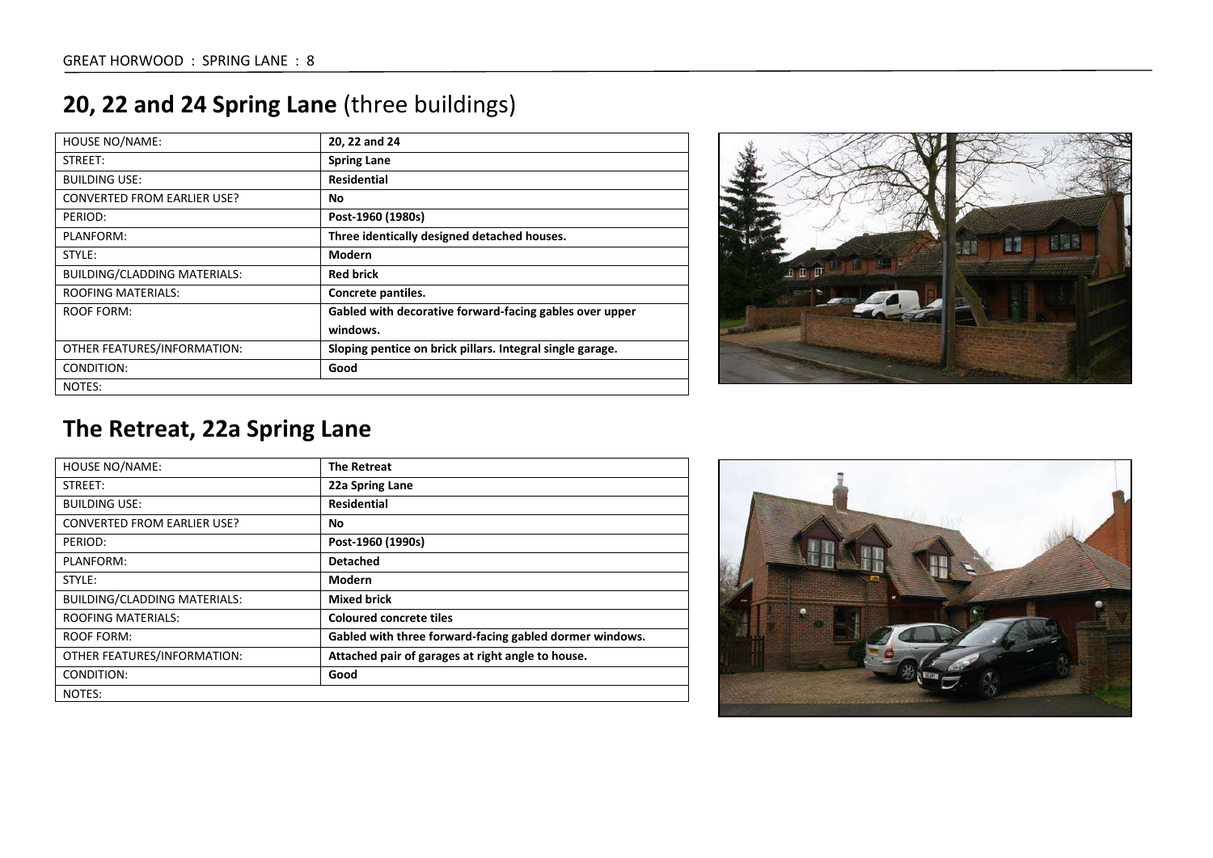## 20, 22 and 24 Spring Lane (three buildings)

| HOUSE NO/NAME: | **20, 22 and 24** |
|---|---|
| STREET: | **Spring Lane** |
| BUILDING USE: | **Residential** |
| CONVERTED FROM EARLIER USE? | **No** |
| PERIOD: | **Post-1960 (1980s)** |
| PLANFORM: | **Three identically designed detached houses.** |
| STYLE: | **Modern** |
| BUILDING/CLADDING MATERIALS: | **Red brick** |
| ROOFING MATERIALS: | **Concrete pantiles.** |
| ROOF FORM: | **Gabled with decorative forward-facing gables over upper windows.** |
| OTHER FEATURES/INFORMATION: | **Sloping pentice on brick pillars. Integral single garage.** |
| CONDITION: | **Good** |
| NOTES: | |

## The Retreat, 22a Spring Lane

| HOUSE NO/NAME: | **The Retreat** |
|---|---|
| STREET: | **22a Spring Lane** |
| BUILDING USE: | **Residential** |
| CONVERTED FROM EARLIER USE? | **No** |
| PERIOD: | **Post-1960 (1990s)** |
| PLANFORM: | **Detached** |
| STYLE: | **Modern** |
| BUILDING/CLADDING MATERIALS: | **Mixed brick** |
| ROOFING MATERIALS: | **Coloured concrete tiles** |
| ROOF FORM: | **Gabled with three forward-facing gabled dormer windows.** |
| OTHER FEATURES/INFORMATION: | **Attached pair of garages at right angle to house.** |
| CONDITION: | **Good** |
| NOTES: | |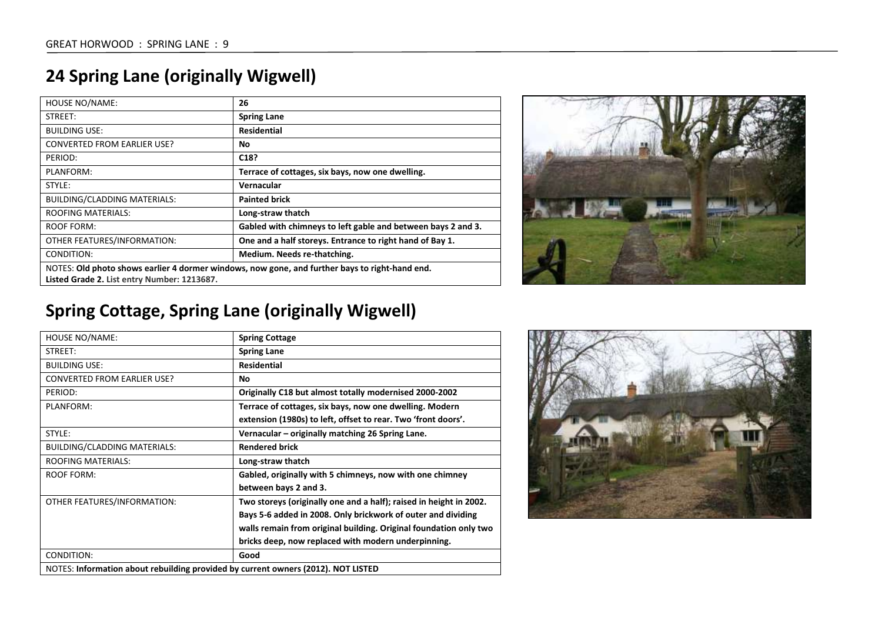## 24 Spring Lane (originally Wigwell)

| HOUSE NO/NAME: | **26** |
|---|---|
| STREET: | **Spring Lane** |
| BUILDING USE: | **Residential** |
| CONVERTED FROM EARLIER USE? | **No** |
| PERIOD: | **C18?** |
| PLANFORM: | **Terrace of cottages, six bays, now one dwelling.** |
| STYLE: | **Vernacular** |
| BUILDING/CLADDING MATERIALS: | **Painted brick** |
| ROOFING MATERIALS: | **Long-straw thatch** |
| ROOF FORM: | **Gabled with chimneys to left gable and between bays 2 and 3.** |
| OTHER FEATURES/INFORMATION: | **One and a half storeys. Entrance to right hand of Bay 1.** |
| CONDITION: | **Medium. Needs re-thatching.** |
| NOTES: **Old photo shows earlier 4 dormer windows, now gone, and further bays to right-hand end. Listed Grade 2.** List entry Number: 1213687. | |

## Spring Cottage, Spring Lane (originally Wigwell)

| HOUSE NO/NAME: | **Spring Cottage** |
|---|---|
| STREET: | **Spring Lane** |
| BUILDING USE: | **Residential** |
| CONVERTED FROM EARLIER USE? | **No** |
| PERIOD: | **Originally C18 but almost totally modernised 2000-2002** |
| PLANFORM: | **Terrace of cottages, six bays, now one dwelling. Modern extension (1980s) to left, offset to rear. Two 'front doors'.** |
| STYLE: | **Vernacular – originally matching 26 Spring Lane.** |
| BUILDING/CLADDING MATERIALS: | **Rendered brick** |
| ROOFING MATERIALS: | **Long-straw thatch** |
| ROOF FORM: | **Gabled, originally with 5 chimneys, now with one chimney between bays 2 and 3.** |
| OTHER FEATURES/INFORMATION: | **Two storeys (originally one and a half); raised in height in 2002. Bays 5-6 added in 2008. Only brickwork of outer and dividing walls remain from original building. Original foundation only two bricks deep, now replaced with modern underpinning.** |
| CONDITION: | **Good** |
| NOTES: **Information about rebuilding provided by current owners (2012). NOT LISTED** | |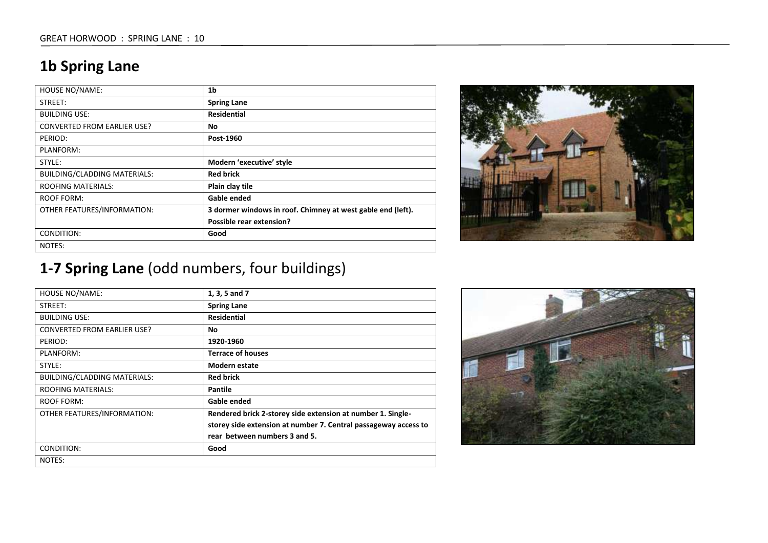## 1b Spring Lane

| HOUSE NO/NAME: | 1b |
|---|---|
| STREET: | **Spring Lane** |
| BUILDING USE: | **Residential** |
| CONVERTED FROM EARLIER USE? | **No** |
| PERIOD: | **Post-1960** |
| PLANFORM: | |
| STYLE: | **Modern 'executive' style** |
| BUILDING/CLADDING MATERIALS: | **Red brick** |
| ROOFING MATERIALS: | **Plain clay tile** |
| ROOF FORM: | **Gable ended** |
| OTHER FEATURES/INFORMATION: | **3 dormer windows in roof. Chimney at west gable end (left). Possible rear extension?** |
| CONDITION: | **Good** |
| NOTES: | |

## 1-7 Spring Lane (odd numbers, four buildings)

| HOUSE NO/NAME: | 1, 3, 5 and 7 |
|---|---|
| STREET: | **Spring Lane** |
| BUILDING USE: | **Residential** |
| CONVERTED FROM EARLIER USE? | **No** |
| PERIOD: | **1920-1960** |
| PLANFORM: | **Terrace of houses** |
| STYLE: | **Modern estate** |
| BUILDING/CLADDING MATERIALS: | **Red brick** |
| ROOFING MATERIALS: | **Pantile** |
| ROOF FORM: | **Gable ended** |
| OTHER FEATURES/INFORMATION: | **Rendered brick 2-storey side extension at number 1. Single-storey side extension at number 7. Central passageway access to rear between numbers 3 and 5.** |
| CONDITION: | **Good** |
| NOTES: | |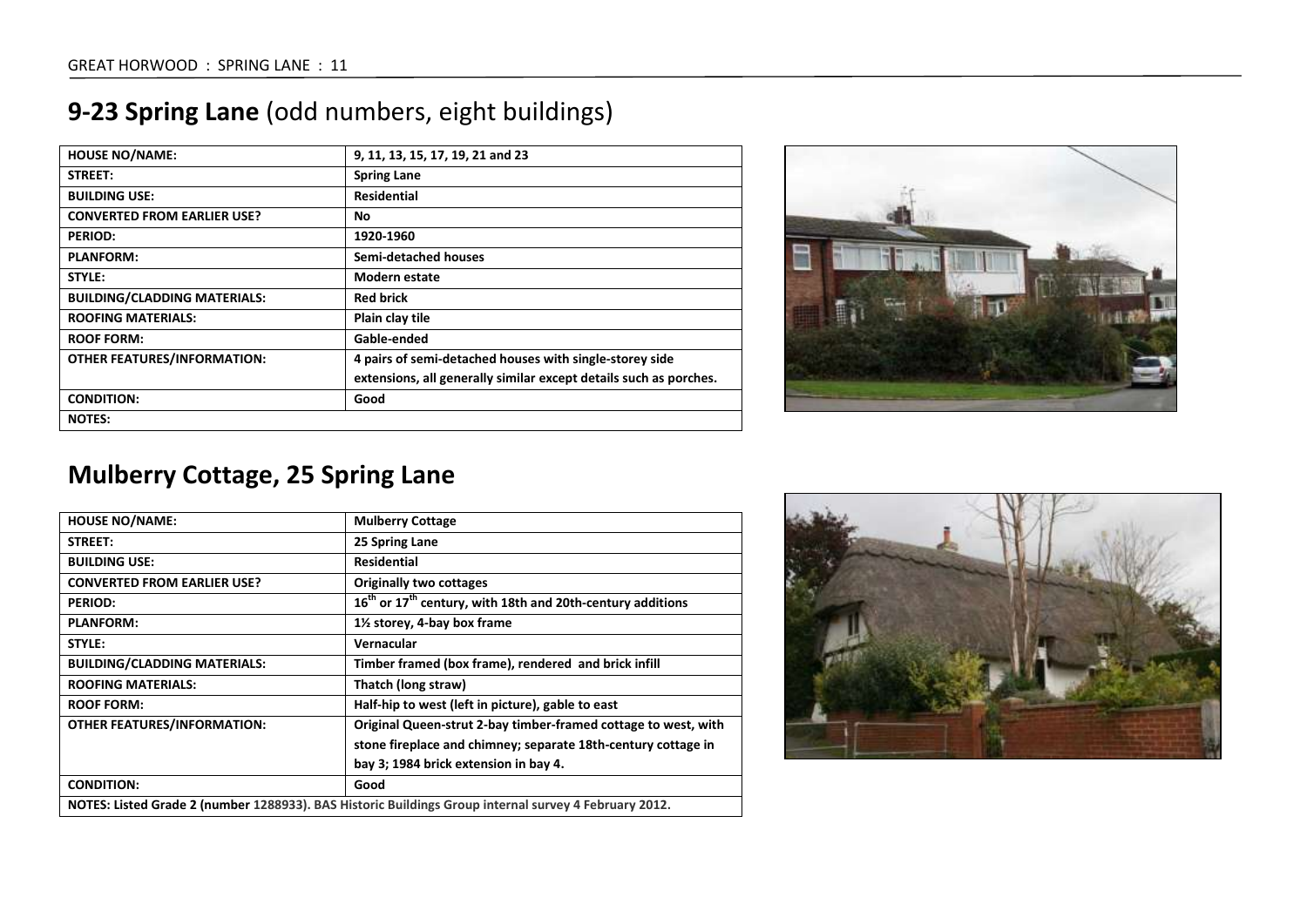## **9-23 Spring Lane** (odd numbers, eight buildings)

| | |
|---|---|
| HOUSE NO/NAME: | 9, 11, 13, 15, 17, 19, 21 and 23 |
| STREET: | Spring Lane |
| BUILDING USE: | Residential |
| CONVERTED FROM EARLIER USE? | No |
| PERIOD: | 1920-1960 |
| PLANFORM: | Semi-detached houses |
| STYLE: | Modern estate |
| BUILDING/CLADDING MATERIALS: | Red brick |
| ROOFING MATERIALS: | Plain clay tile |
| ROOF FORM: | Gable-ended |
| OTHER FEATURES/INFORMATION: | 4 pairs of semi-detached houses with single-storey side extensions, all generally similar except details such as porches. |
| CONDITION: | Good |
| NOTES: | |

## **Mulberry Cottage, 25 Spring Lane**

| | |
|---|---|
| HOUSE NO/NAME: | Mulberry Cottage |
| STREET: | 25 Spring Lane |
| BUILDING USE: | Residential |
| CONVERTED FROM EARLIER USE? | Originally two cottages |
| PERIOD: | 16th or 17th century, with 18th and 20th-century additions |
| PLANFORM: | 1½ storey, 4-bay box frame |
| STYLE: | Vernacular |
| BUILDING/CLADDING MATERIALS: | Timber framed (box frame), rendered and brick infill |
| ROOFING MATERIALS: | Thatch (long straw) |
| ROOF FORM: | Half-hip to west (left in picture), gable to east |
| OTHER FEATURES/INFORMATION: | Original Queen-strut 2-bay timber-framed cottage to west, with stone fireplace and chimney; separate 18th-century cottage in bay 3; 1984 brick extension in bay 4. |
| CONDITION: | Good |
| NOTES: Listed Grade 2 (number 1288933). BAS Historic Buildings Group internal survey 4 February 2012. | |